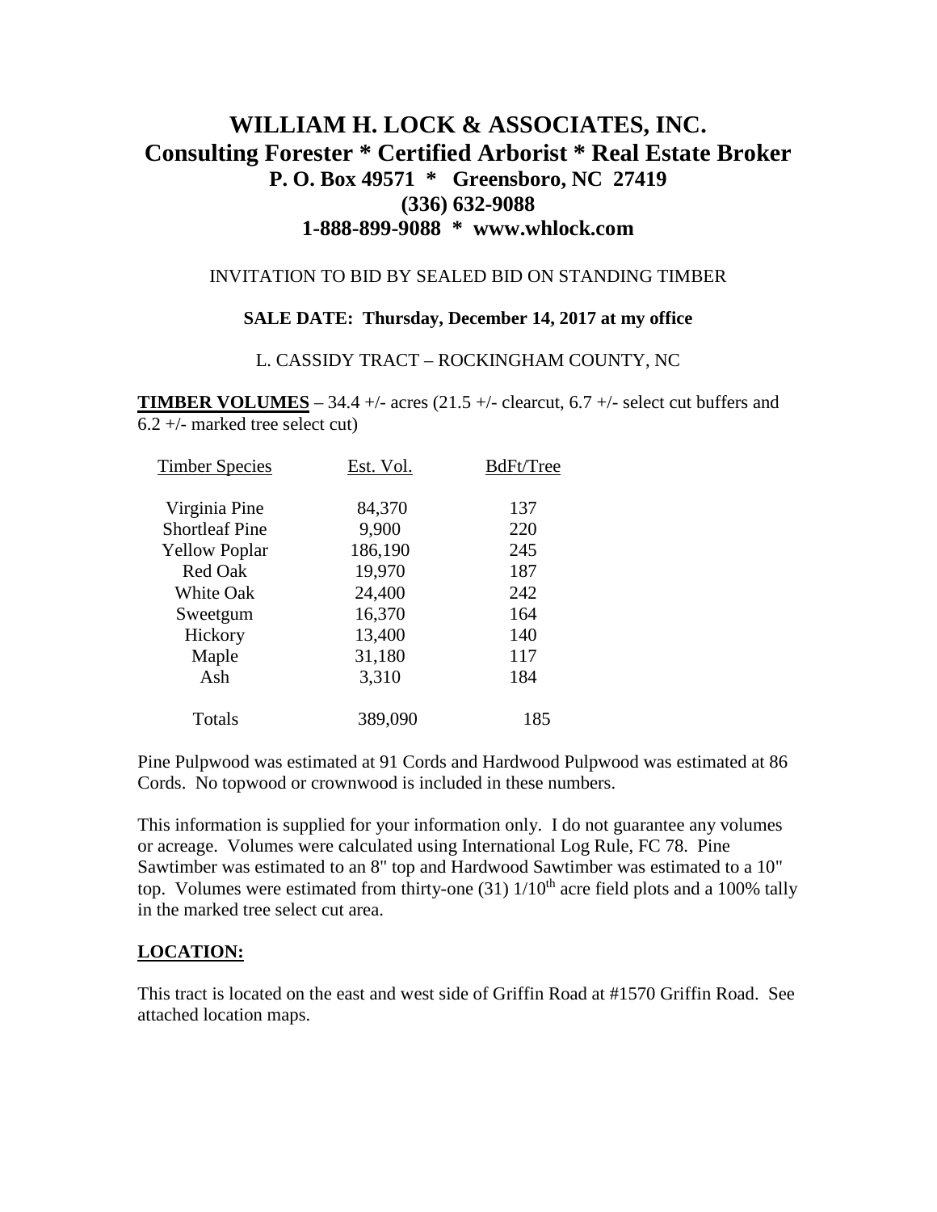# WILLIAM H. LOCK & ASSOCIATES, INC.
## Consulting Forester * Certified Arborist * Real Estate Broker
### P. O. Box 49571 * Greensboro, NC 27419
### (336) 632-9088
### 1-888-899-9088 * www.whlock.com

INVITATION TO BID BY SEALED BID ON STANDING TIMBER

**SALE DATE: Thursday, December 14, 2017 at my office**

L. CASSIDY TRACT – ROCKINGHAM COUNTY, NC

**TIMBER VOLUMES** – 34.4 +/- acres (21.5 +/- clearcut, 6.7 +/- select cut buffers and 6.2 +/- marked tree select cut)

| Timber Species | Est. Vol. | BdFt/Tree |
|---|---|---|
| Virginia Pine | 84,370 | 137 |
| Shortleaf Pine | 9,900 | 220 |
| Yellow Poplar | 186,190 | 245 |
| Red Oak | 19,970 | 187 |
| White Oak | 24,400 | 242 |
| Sweetgum | 16,370 | 164 |
| Hickory | 13,400 | 140 |
| Maple | 31,180 | 117 |
| Ash | 3,310 | 184 |
| Totals | 389,090 | 185 |

Pine Pulpwood was estimated at 91 Cords and Hardwood Pulpwood was estimated at 86 Cords. No topwood or crownwood is included in these numbers.

This information is supplied for your information only. I do not guarantee any volumes or acreage. Volumes were calculated using International Log Rule, FC 78. Pine Sawtimber was estimated to an 8" top and Hardwood Sawtimber was estimated to a 10" top. Volumes were estimated from thirty-one (31) 1/10th acre field plots and a 100% tally in the marked tree select cut area.

## LOCATION:

This tract is located on the east and west side of Griffin Road at #1570 Griffin Road. See attached location maps.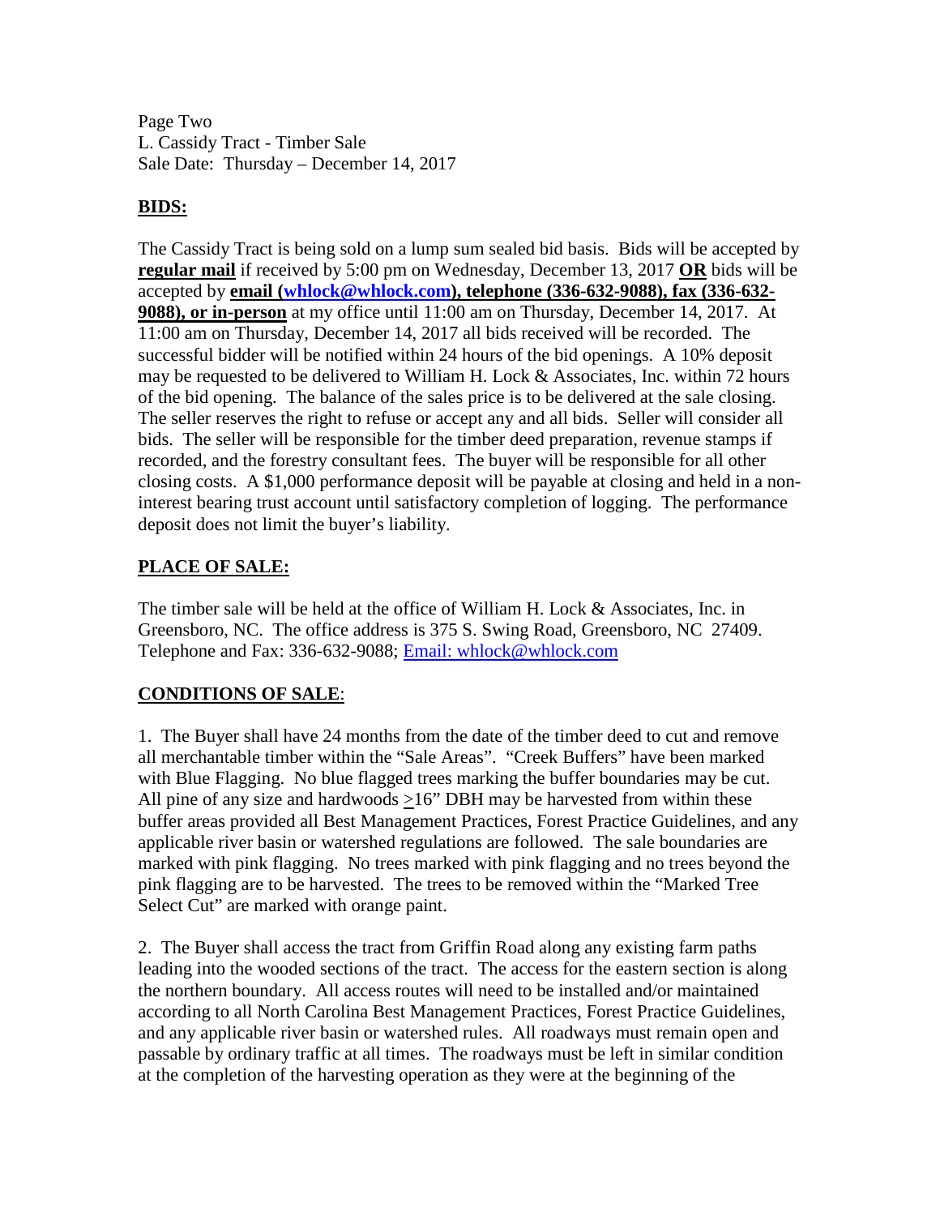Page Two
L. Cassidy Tract - Timber Sale
Sale Date: Thursday – December 14, 2017

## BIDS:

The Cassidy Tract is being sold on a lump sum sealed bid basis. Bids will be accepted by **regular mail** if received by 5:00 pm on Wednesday, December 13, 2017 **OR** bids will be accepted by **email (whlock@whlock.com), telephone (336-632-9088), fax (336-632-9088), or in-person** at my office until 11:00 am on Thursday, December 14, 2017. At 11:00 am on Thursday, December 14, 2017 all bids received will be recorded. The successful bidder will be notified within 24 hours of the bid openings. A 10% deposit may be requested to be delivered to William H. Lock & Associates, Inc. within 72 hours of the bid opening. The balance of the sales price is to be delivered at the sale closing. The seller reserves the right to refuse or accept any and all bids. Seller will consider all bids. The seller will be responsible for the timber deed preparation, revenue stamps if recorded, and the forestry consultant fees. The buyer will be responsible for all other closing costs. A $1,000 performance deposit will be payable at closing and held in a non-interest bearing trust account until satisfactory completion of logging. The performance deposit does not limit the buyer's liability.

## PLACE OF SALE:

The timber sale will be held at the office of William H. Lock & Associates, Inc. in Greensboro, NC. The office address is 375 S. Swing Road, Greensboro, NC 27409. Telephone and Fax: 336-632-9088; Email: whlock@whlock.com

## CONDITIONS OF SALE:

1. The Buyer shall have 24 months from the date of the timber deed to cut and remove all merchantable timber within the "Sale Areas". "Creek Buffers" have been marked with Blue Flagging. No blue flagged trees marking the buffer boundaries may be cut. All pine of any size and hardwoods ≥16" DBH may be harvested from within these buffer areas provided all Best Management Practices, Forest Practice Guidelines, and any applicable river basin or watershed regulations are followed. The sale boundaries are marked with pink flagging. No trees marked with pink flagging and no trees beyond the pink flagging are to be harvested. The trees to be removed within the "Marked Tree Select Cut" are marked with orange paint.

2. The Buyer shall access the tract from Griffin Road along any existing farm paths leading into the wooded sections of the tract. The access for the eastern section is along the northern boundary. All access routes will need to be installed and/or maintained according to all North Carolina Best Management Practices, Forest Practice Guidelines, and any applicable river basin or watershed rules. All roadways must remain open and passable by ordinary traffic at all times. The roadways must be left in similar condition at the completion of the harvesting operation as they were at the beginning of the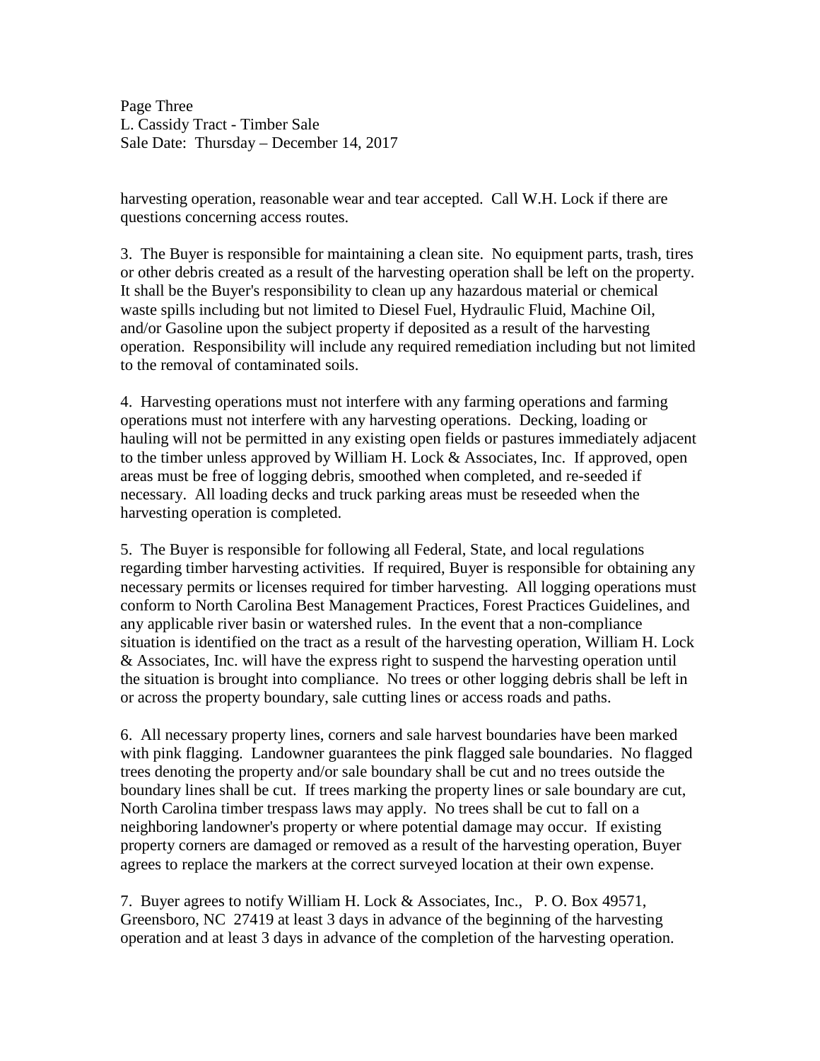harvesting operation, reasonable wear and tear accepted. Call W.H. Lock if there are questions concerning access routes.

3. The Buyer is responsible for maintaining a clean site. No equipment parts, trash, tires or other debris created as a result of the harvesting operation shall be left on the property. It shall be the Buyer's responsibility to clean up any hazardous material or chemical waste spills including but not limited to Diesel Fuel, Hydraulic Fluid, Machine Oil, and/or Gasoline upon the subject property if deposited as a result of the harvesting operation. Responsibility will include any required remediation including but not limited to the removal of contaminated soils.

4. Harvesting operations must not interfere with any farming operations and farming operations must not interfere with any harvesting operations. Decking, loading or hauling will not be permitted in any existing open fields or pastures immediately adjacent to the timber unless approved by William H. Lock & Associates, Inc. If approved, open areas must be free of logging debris, smoothed when completed, and re-seeded if necessary. All loading decks and truck parking areas must be reseeded when the harvesting operation is completed.

5. The Buyer is responsible for following all Federal, State, and local regulations regarding timber harvesting activities. If required, Buyer is responsible for obtaining any necessary permits or licenses required for timber harvesting. All logging operations must conform to North Carolina Best Management Practices, Forest Practices Guidelines, and any applicable river basin or watershed rules. In the event that a non-compliance situation is identified on the tract as a result of the harvesting operation, William H. Lock & Associates, Inc. will have the express right to suspend the harvesting operation until the situation is brought into compliance. No trees or other logging debris shall be left in or across the property boundary, sale cutting lines or access roads and paths.

6. All necessary property lines, corners and sale harvest boundaries have been marked with pink flagging. Landowner guarantees the pink flagged sale boundaries. No flagged trees denoting the property and/or sale boundary shall be cut and no trees outside the boundary lines shall be cut. If trees marking the property lines or sale boundary are cut, North Carolina timber trespass laws may apply. No trees shall be cut to fall on a neighboring landowner's property or where potential damage may occur. If existing property corners are damaged or removed as a result of the harvesting operation, Buyer agrees to replace the markers at the correct surveyed location at their own expense.

7. Buyer agrees to notify William H. Lock & Associates, Inc., P. O. Box 49571, Greensboro, NC 27419 at least 3 days in advance of the beginning of the harvesting operation and at least 3 days in advance of the completion of the harvesting operation.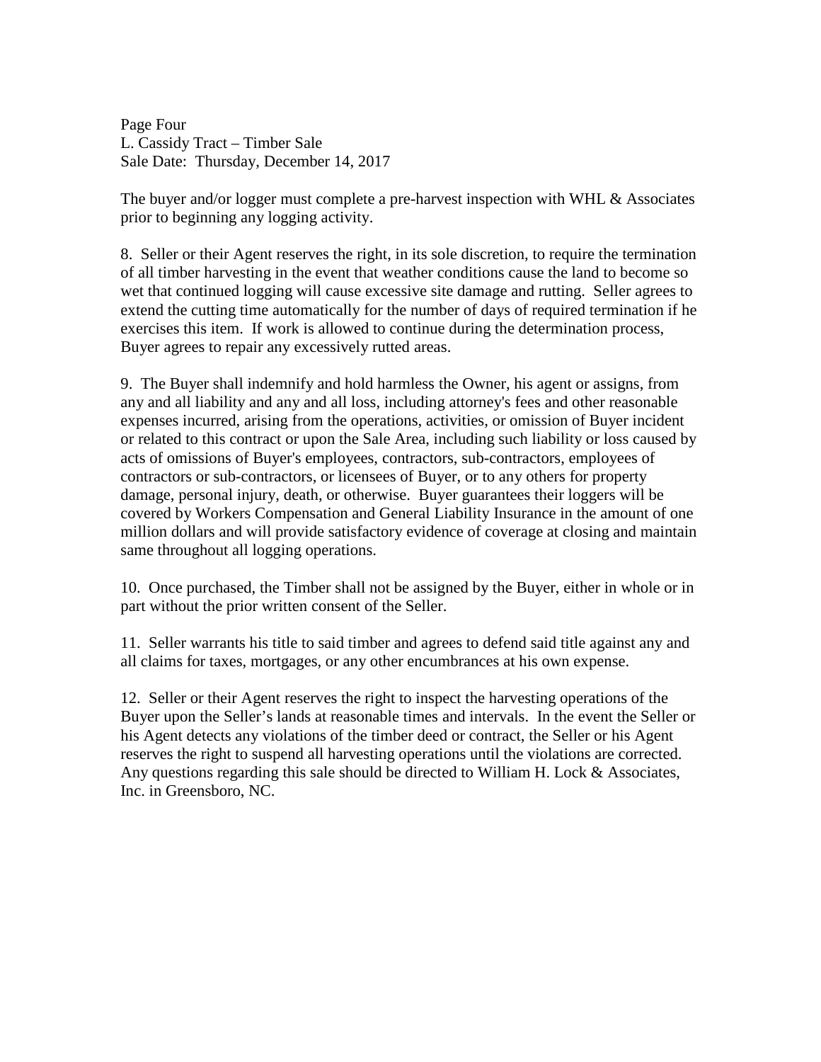Page Four
L. Cassidy Tract – Timber Sale
Sale Date: Thursday, December 14, 2017

The buyer and/or logger must complete a pre-harvest inspection with WHL & Associates prior to beginning any logging activity.

8. Seller or their Agent reserves the right, in its sole discretion, to require the termination of all timber harvesting in the event that weather conditions cause the land to become so wet that continued logging will cause excessive site damage and rutting. Seller agrees to extend the cutting time automatically for the number of days of required termination if he exercises this item. If work is allowed to continue during the determination process, Buyer agrees to repair any excessively rutted areas.

9. The Buyer shall indemnify and hold harmless the Owner, his agent or assigns, from any and all liability and any and all loss, including attorney's fees and other reasonable expenses incurred, arising from the operations, activities, or omission of Buyer incident or related to this contract or upon the Sale Area, including such liability or loss caused by acts of omissions of Buyer's employees, contractors, sub-contractors, employees of contractors or sub-contractors, or licensees of Buyer, or to any others for property damage, personal injury, death, or otherwise. Buyer guarantees their loggers will be covered by Workers Compensation and General Liability Insurance in the amount of one million dollars and will provide satisfactory evidence of coverage at closing and maintain same throughout all logging operations.

10. Once purchased, the Timber shall not be assigned by the Buyer, either in whole or in part without the prior written consent of the Seller.

11. Seller warrants his title to said timber and agrees to defend said title against any and all claims for taxes, mortgages, or any other encumbrances at his own expense.

12. Seller or their Agent reserves the right to inspect the harvesting operations of the Buyer upon the Seller's lands at reasonable times and intervals. In the event the Seller or his Agent detects any violations of the timber deed or contract, the Seller or his Agent reserves the right to suspend all harvesting operations until the violations are corrected. Any questions regarding this sale should be directed to William H. Lock & Associates, Inc. in Greensboro, NC.